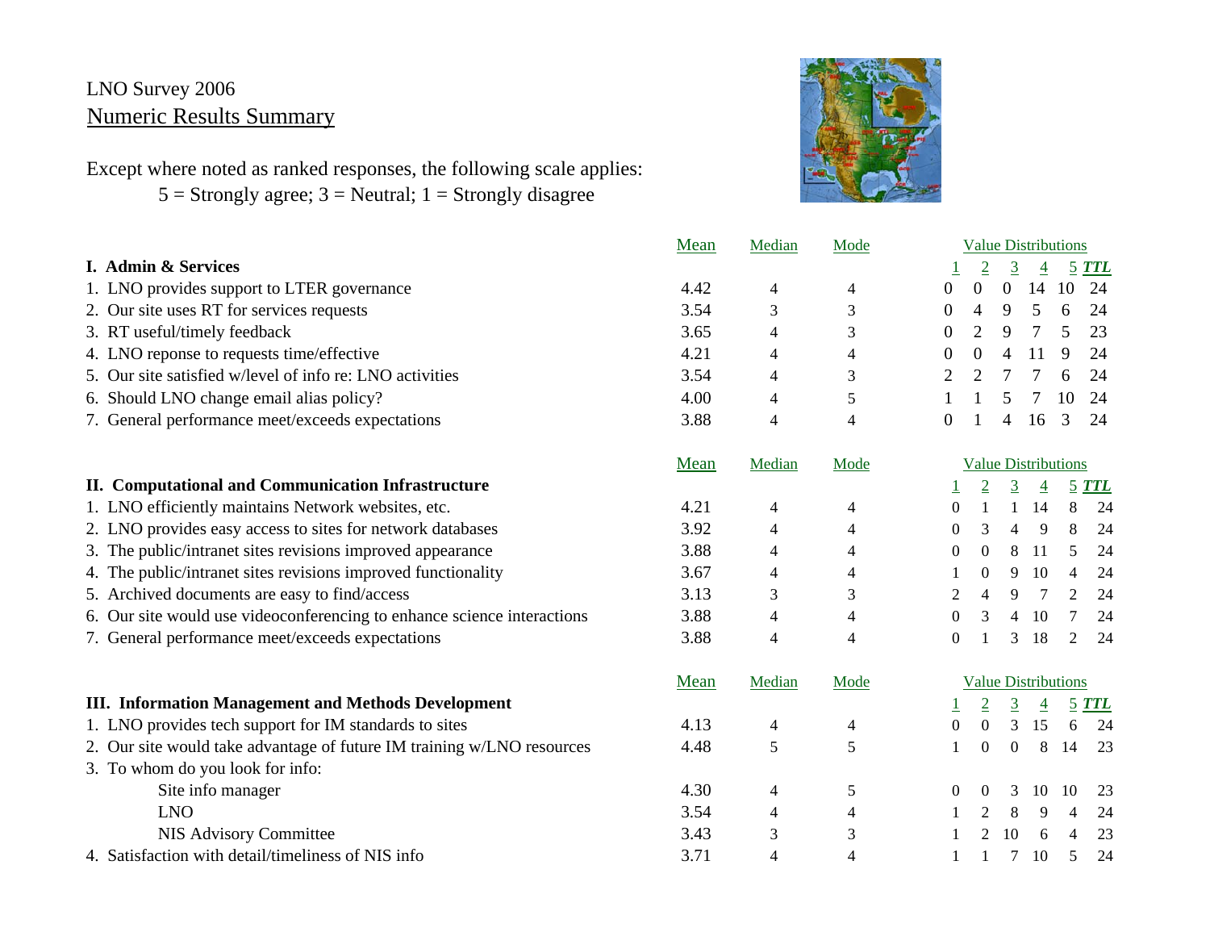LNO Survey 2006

# Numeric Results Summary

Except where noted as ranked responses, the following scale applies:

5 = Strongly agree; 3 = Neutral; 1 = Strongly disagree

| **I. Admin & Services** | Mean | Median | Mode | 1 | 2 | 3 | 4 | 5 | ***TTL*** |
|---|---|---|---|---|---|---|---|---|---|
| 1. LNO provides support to LTER governance | 4.42 | 4 | 4 | 0 | 0 | 0 | 14 | 10 | 24 |
| 2. Our site uses RT for services requests | 3.54 | 3 | 3 | 0 | 4 | 9 | 5 | 6 | 24 |
| 3. RT useful/timely feedback | 3.65 | 4 | 3 | 0 | 2 | 9 | 7 | 5 | 23 |
| 4. LNO reponse to requests time/effective | 4.21 | 4 | 4 | 0 | 0 | 4 | 11 | 9 | 24 |
| 5. Our site satisfied w/level of info re: LNO activities | 3.54 | 4 | 3 | 2 | 2 | 7 | 7 | 6 | 24 |
| 6. Should LNO change email alias policy? | 4.00 | 4 | 5 | 1 | 1 | 5 | 7 | 10 | 24 |
| 7. General performance meet/exceeds expectations | 3.88 | 4 | 4 | 0 | 1 | 4 | 16 | 3 | 24 |

| **II. Computational and Communication Infrastructure** | Mean | Median | Mode | 1 | 2 | 3 | 4 | 5 | ***TTL*** |
|---|---|---|---|---|---|---|---|---|---|
| 1. LNO efficiently maintains Network websites, etc. | 4.21 | 4 | 4 | 0 | 1 | 1 | 14 | 8 | 24 |
| 2. LNO provides easy access to sites for network databases | 3.92 | 4 | 4 | 0 | 3 | 4 | 9 | 8 | 24 |
| 3. The public/intranet sites revisions improved appearance | 3.88 | 4 | 4 | 0 | 0 | 8 | 11 | 5 | 24 |
| 4. The public/intranet sites revisions improved functionality | 3.67 | 4 | 4 | 1 | 0 | 9 | 10 | 4 | 24 |
| 5. Archived documents are easy to find/access | 3.13 | 3 | 3 | 2 | 4 | 9 | 7 | 2 | 24 |
| 6. Our site would use videoconferencing to enhance science interactions | 3.88 | 4 | 4 | 0 | 3 | 4 | 10 | 7 | 24 |
| 7. General performance meet/exceeds expectations | 3.88 | 4 | 4 | 0 | 1 | 3 | 18 | 2 | 24 |

| **III. Information Management and Methods Development** | Mean | Median | Mode | 1 | 2 | 3 | 4 | 5 | ***TTL*** |
|---|---|---|---|---|---|---|---|---|---|
| 1. LNO provides tech support for IM standards to sites | 4.13 | 4 | 4 | 0 | 0 | 3 | 15 | 6 | 24 |
| 2. Our site would take advantage of future IM training w/LNO resources | 4.48 | 5 | 5 | 1 | 0 | 0 | 8 | 14 | 23 |
| 3. To whom do you look for info: | | | | | | | | | |
| Site info manager | 4.30 | 4 | 5 | 0 | 0 | 3 | 10 | 10 | 23 |
| LNO | 3.54 | 4 | 4 | 1 | 2 | 8 | 9 | 4 | 24 |
| NIS Advisory Committee | 3.43 | 3 | 3 | 1 | 2 | 10 | 6 | 4 | 23 |
| 4. Satisfaction with detail/timeliness of NIS info | 3.71 | 4 | 4 | 1 | 1 | 7 | 10 | 5 | 24 |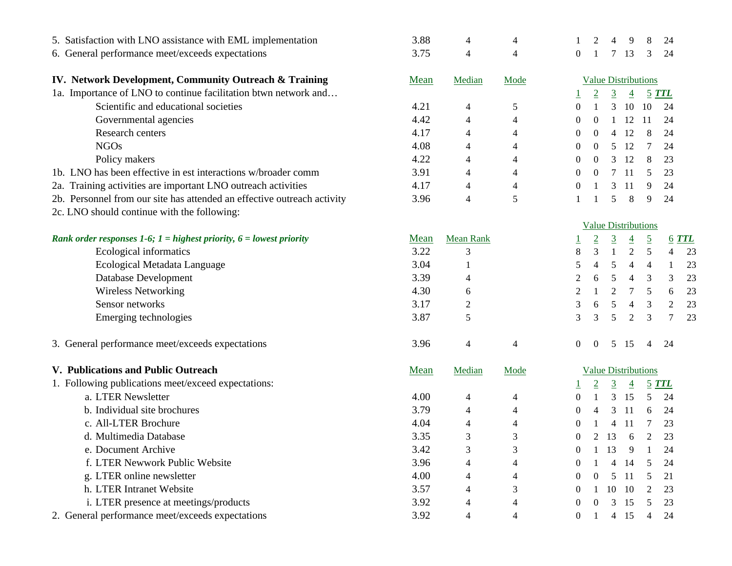| | Mean | Median | Mode | 1 | 2 | 3 | 4 | 5 | TTL |
|---|---|---|---|---|---|---|---|---|---|
| 5. Satisfaction with LNO assistance with EML implementation | 3.88 | 4 | 4 | 1 | 2 | 4 | 9 | 8 | 24 |
| 6. General performance meet/exceeds expectations | 3.75 | 4 | 4 | 0 | 1 | 7 | 13 | 3 | 24 |

**IV. Network Development, Community Outreach & Training**

| | Mean | Median | Mode | Value Distributions 1 | 2 | 3 | 4 | 5 | ***TTL*** |
|---|---|---|---|---|---|---|---|---|---|
| 1a. Importance of LNO to continue facilitation btwn network and… | | | | | | | | | |
| Scientific and educational societies | 4.21 | 4 | 5 | 0 | 1 | 3 | 10 | 10 | 24 |
| Governmental agencies | 4.42 | 4 | 4 | 0 | 0 | 1 | 12 | 11 | 24 |
| Research centers | 4.17 | 4 | 4 | 0 | 0 | 4 | 12 | 8 | 24 |
| NGOs | 4.08 | 4 | 4 | 0 | 0 | 5 | 12 | 7 | 24 |
| Policy makers | 4.22 | 4 | 4 | 0 | 0 | 3 | 12 | 8 | 23 |
| 1b. LNO has been effective in est interactions w/broader comm | 3.91 | 4 | 4 | 0 | 0 | 7 | 11 | 5 | 23 |
| 2a. Training activities are important LNO outreach activities | 4.17 | 4 | 4 | 0 | 1 | 3 | 11 | 9 | 24 |
| 2b. Personnel from our site has attended an effective outreach activity | 3.96 | 4 | 5 | 1 | 1 | 5 | 8 | 9 | 24 |

2c. LNO should continue with the following:

| ***Rank order responses 1-6; 1 = highest priority, 6 = lowest priority*** | Mean | Mean Rank | Value Distributions 1 | 2 | 3 | 4 | 5 | 6 | ***TTL*** |
|---|---|---|---|---|---|---|---|---|---|
| Ecological informatics | 3.22 | 3 | 8 | 3 | 1 | 2 | 5 | 4 | 23 |
| Ecological Metadata Language | 3.04 | 1 | 5 | 4 | 5 | 4 | 4 | 1 | 23 |
| Database Development | 3.39 | 4 | 2 | 6 | 5 | 4 | 3 | 3 | 23 |
| Wireless Networking | 4.30 | 6 | 2 | 1 | 2 | 7 | 5 | 6 | 23 |
| Sensor networks | 3.17 | 2 | 3 | 6 | 5 | 4 | 3 | 2 | 23 |
| Emerging technologies | 3.87 | 5 | 3 | 3 | 5 | 2 | 3 | 7 | 23 |

| | Mean | Median | Mode | 1 | 2 | 3 | 4 | 5 | TTL |
|---|---|---|---|---|---|---|---|---|---|
| 3. General performance meet/exceeds expectations | 3.96 | 4 | 4 | 0 | 0 | 5 | 15 | 4 | 24 |

**V. Publications and Public Outreach**

| | Mean | Median | Mode | Value Distributions 1 | 2 | 3 | 4 | 5 | ***TTL*** |
|---|---|---|---|---|---|---|---|---|---|
| 1. Following publications meet/exceed expectations: | | | | | | | | | |
| a. LTER Newsletter | 4.00 | 4 | 4 | 0 | 1 | 3 | 15 | 5 | 24 |
| b. Individual site brochures | 3.79 | 4 | 4 | 0 | 4 | 3 | 11 | 6 | 24 |
| c. All-LTER Brochure | 4.04 | 4 | 4 | 0 | 1 | 4 | 11 | 7 | 23 |
| d. Multimedia Database | 3.35 | 3 | 3 | 0 | 2 | 13 | 6 | 2 | 23 |
| e. Document Archive | 3.42 | 3 | 3 | 0 | 1 | 13 | 9 | 1 | 24 |
| f. LTER Newwork Public Website | 3.96 | 4 | 4 | 0 | 1 | 4 | 14 | 5 | 24 |
| g. LTER online newsletter | 4.00 | 4 | 4 | 0 | 0 | 5 | 11 | 5 | 21 |
| h. LTER Intranet Website | 3.57 | 4 | 3 | 0 | 1 | 10 | 10 | 2 | 23 |
| i. LTER presence at meetings/products | 3.92 | 4 | 4 | 0 | 0 | 3 | 15 | 5 | 23 |
| 2. General performance meet/exceeds expectations | 3.92 | 4 | 4 | 0 | 1 | 4 | 15 | 4 | 24 |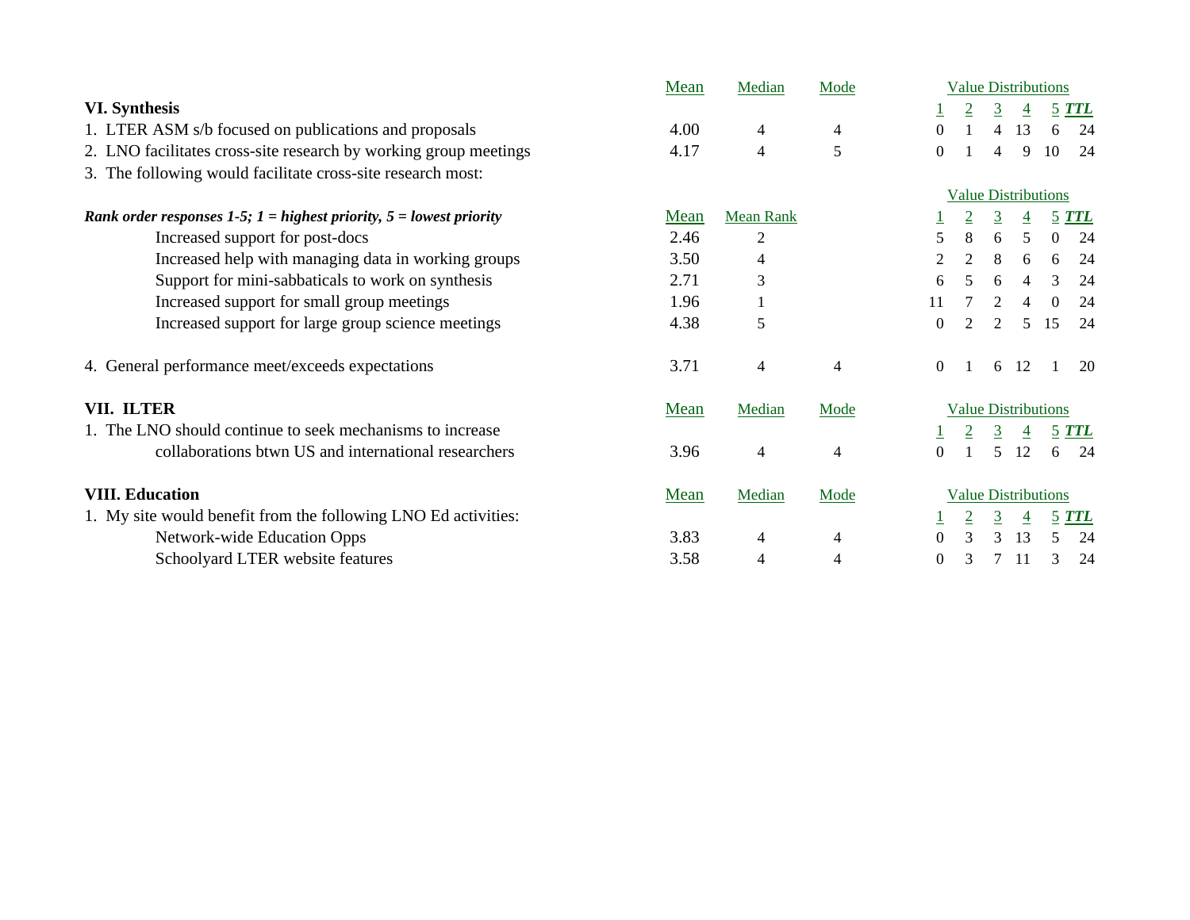| | Mean | Median | Mode | Value Distributions | | | | | |
|---|---|---|---|---|---|---|---|---|---|
| **VI. Synthesis** | | | | 1 | 2 | 3 | 4 | 5 | ***TTL*** |
| 1. LTER ASM s/b focused on publications and proposals | 4.00 | 4 | 4 | 0 | 1 | 4 | 13 | 6 | 24 |
| 2. LNO facilitates cross-site research by working group meetings | 4.17 | 4 | 5 | 0 | 1 | 4 | 9 | 10 | 24 |
| 3. The following would facilitate cross-site research most: | | | | | | | | | |

| | Mean | Mean Rank | Value Distributions | | | | | |
|---|---|---|---|---|---|---|---|---|
| ***Rank order responses 1-5; 1 = highest priority, 5 = lowest priority*** | | | 1 | 2 | 3 | 4 | 5 | ***TTL*** |
| Increased support for post-docs | 2.46 | 2 | 5 | 8 | 6 | 5 | 0 | 24 |
| Increased help with managing data in working groups | 3.50 | 4 | 2 | 2 | 8 | 6 | 6 | 24 |
| Support for mini-sabbaticals to work on synthesis | 2.71 | 3 | 6 | 5 | 6 | 4 | 3 | 24 |
| Increased support for small group meetings | 1.96 | 1 | 11 | 7 | 2 | 4 | 0 | 24 |
| Increased support for large group science meetings | 4.38 | 5 | 0 | 2 | 2 | 5 | 15 | 24 |

| | Mean | Median | Mode | 1 | 2 | 3 | 4 | 5 | TTL |
|---|---|---|---|---|---|---|---|---|---|
| 4. General performance meet/exceeds expectations | 3.71 | 4 | 4 | 0 | 1 | 6 | 12 | 1 | 20 |

| | Mean | Median | Mode | Value Distributions | | | | | |
|---|---|---|---|---|---|---|---|---|---|
| **VII. ILTER** | | | | 1 | 2 | 3 | 4 | 5 | ***TTL*** |
| 1. The LNO should continue to seek mechanisms to increase collaborations btwn US and international researchers | 3.96 | 4 | 4 | 0 | 1 | 5 | 12 | 6 | 24 |

| | Mean | Median | Mode | Value Distributions | | | | | |
|---|---|---|---|---|---|---|---|---|---|
| **VIII. Education** | | | | | | | | | |
| 1. My site would benefit from the following LNO Ed activities: | | | | 1 | 2 | 3 | 4 | 5 | ***TTL*** |
| Network-wide Education Opps | 3.83 | 4 | 4 | 0 | 3 | 3 | 13 | 5 | 24 |
| Schoolyard LTER website features | 3.58 | 4 | 4 | 0 | 3 | 7 | 11 | 3 | 24 |